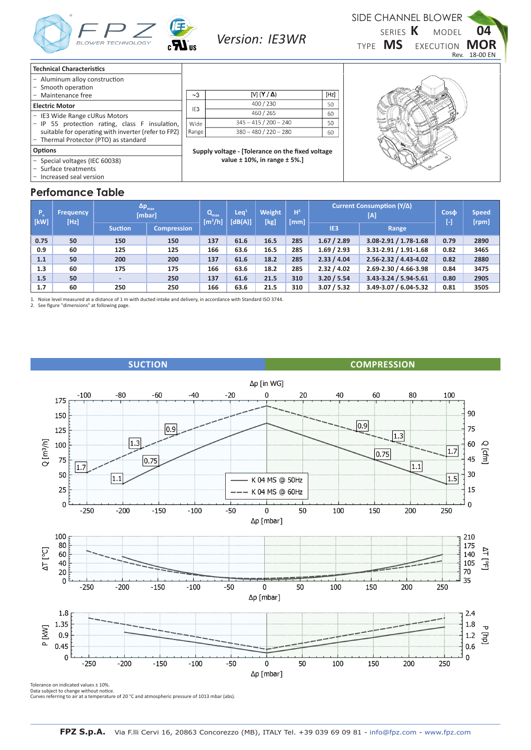# SIDE CHANNEL BLOWER

FPZ BLOWER TECHNOLOGY

*Version: IE3WR*

SERIES **K** MODEL **04**
TYPE **MS** EXECUTION **MOR**
Rev. 18-00 EN

| Technical Characteristics |
|---|
| – Aluminum alloy construction<br>– Smooth operation<br>– Maintenance free |
| **Electric Motor** |
| – IE3 Wide Range cURus Motors<br>– IP 55 protection rating, class F insulation, suitable for operating with inverter (refer to FPZ)<br>– Thermal Protector (PTO) as standard |
| **Options** |
| – Special voltages (IEC 60038)<br>– Surface treatments<br>– Increased seal version |

| ~3 | [V] (Y / Δ) | [Hz] |
|---|---|---|
| IE3 | 400 / 230 | 50 |
| | 460 / 265 | 60 |
| Wide Range | 345 – 415 / 200 – 240 | 50 |
| | 380 – 480 / 220 – 280 | 60 |

**Supply voltage - [Tolerance on the fixed voltage value ± 10%, in range ± 5%.]**

## Perfomance Table

| $P_n$ [kW] | Frequency [Hz] | $\Delta p_{max}$ [mbar] | | $Q_{max}$ [m³/h] | Leq[1] [dB(A)] | Weight [kg] | H[2] [mm] | Current Consumption (Y/Δ) [A] | | Cosϕ [-] | Speed [rpm] |
|---|---|---|---|---|---|---|---|---|---|---|---|
| | | Suction | Compression | | | | | IE3 | Range | | |
| 0.75 | 50 | 150 | 150 | 137 | 61.6 | 16.5 | 285 | 1.67 / 2.89 | 3.08-2.91 / 1.78-1.68 | 0.79 | 2890 |
| 0.9 | 60 | 125 | 125 | 166 | 63.6 | 16.5 | 285 | 1.69 / 2.93 | 3.31-2.91 / 1.91-1.68 | 0.82 | 3465 |
| 1.1 | 50 | 200 | 200 | 137 | 61.6 | 18.2 | 285 | 2.33 / 4.04 | 2.56-2.32 / 4.43-4.02 | 0.82 | 2880 |
| 1.3 | 60 | 175 | 175 | 166 | 63.6 | 18.2 | 285 | 2.32 / 4.02 | 2.69-2.30 / 4.66-3.98 | 0.84 | 3475 |
| 1.5 | 50 | - | 250 | 137 | 61.6 | 21.5 | 310 | 3.20 / 5.54 | 3.43-3.24 / 5.94-5.61 | 0.80 | 2905 |
| 1.7 | 60 | 250 | 250 | 166 | 63.6 | 21.5 | 310 | 3.07 / 5.32 | 3.49-3.07 / 6.04-5.32 | 0.81 | 3505 |

1. Noise level measured at a distance of 1 m with ducted intake and delivery, in accordance with Standard ISO 3744.
2. See figure "dimensions" at following page.

SUCTION | COMPRESSION

K 04 MS @ 50Hz
K 04 MS @ 60Hz

Tolerance on indicated values ± 10%.
Data subject to change without notice.
Curves referring to air at a temperature of 20 °C and atmospheric pressure of 1013 mbar (abs).

**FPZ S.p.A.** Via F.lli Cervi 16, 20863 Concorezzo (MB), ITALY Tel. +39 039 69 09 81 - info@fpz.com - www.fpz.com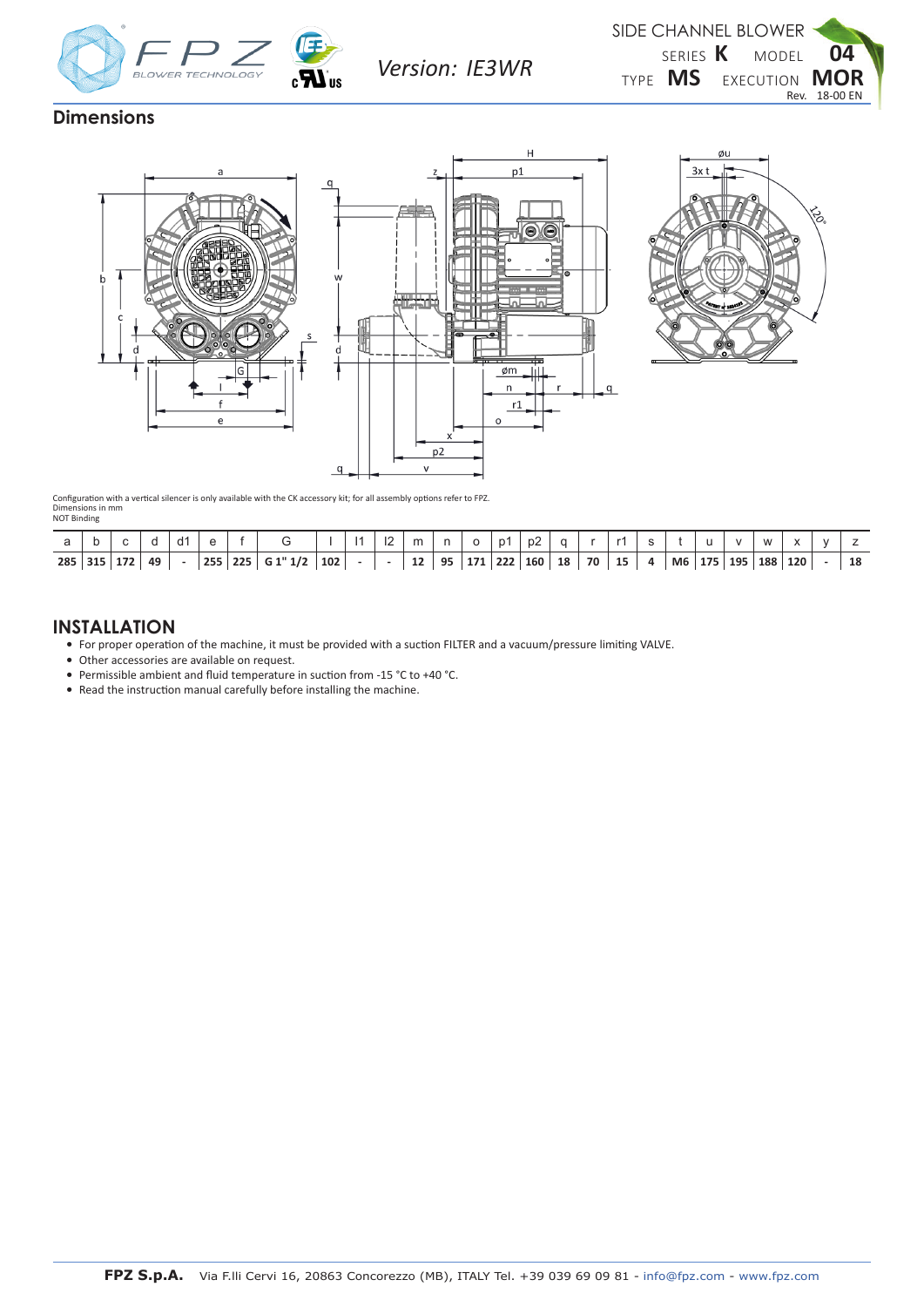## Dimensions

Configuration with a vertical silencer is only available with the CK accessory kit; for all assembly options refer to FPZ.
Dimensions in mm
NOT Binding

| a | b | c | d | d1 | e | f | G | l | l1 | l2 | m | n | o | p1 | p2 | q | r | r1 | s | t | u | v | w | x | y | z |
|---|---|---|---|---|---|---|---|---|---|---|---|---|---|---|---|---|---|---|---|---|---|---|---|---|---|---|
| **285** | **315** | **172** | **49** | **-** | **255** | **225** | **G 1" 1/2** | **102** | **-** | **-** | **12** | **95** | **171** | **222** | **160** | **18** | **70** | **15** | **4** | **M6** | **175** | **195** | **188** | **120** | **-** | **18** |

## INSTALLATION

- For proper operation of the machine, it must be provided with a suction FILTER and a vacuum/pressure limiting VALVE.
- Other accessories are available on request.
- Permissible ambient and fluid temperature in suction from -15 °C to +40 °C.
- Read the instruction manual carefully before installing the machine.